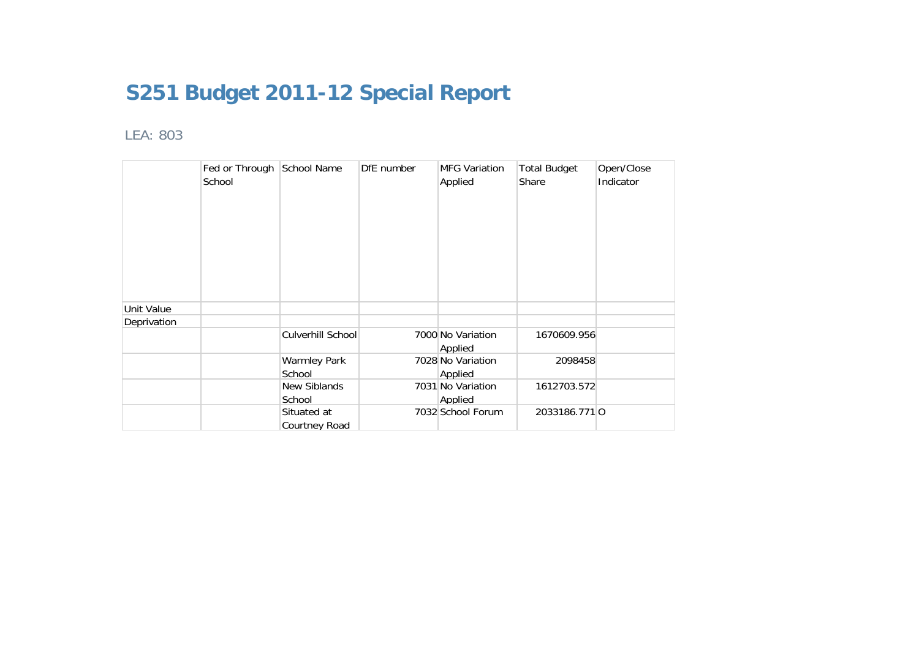# S251 Budget 2011-12 Special Report

LEA: 803

| | Fed or Through School | School Name | DfE number | MFG Variation Applied | Total Budget Share | Open/Close Indicator |
|---|---|---|---|---|---|---|
| Unit Value | | | | | | |
| Deprivation | | | | | | |
| | | Culverhill School | 7000 | No Variation Applied | 1670609.956 | |
| | | Warmley Park School | 7028 | No Variation Applied | 2098458 | |
| | | New Siblands School | 7031 | No Variation Applied | 1612703.572 | |
| | | Situated at Courtney Road | 7032 | School Forum | 2033186.771 | O |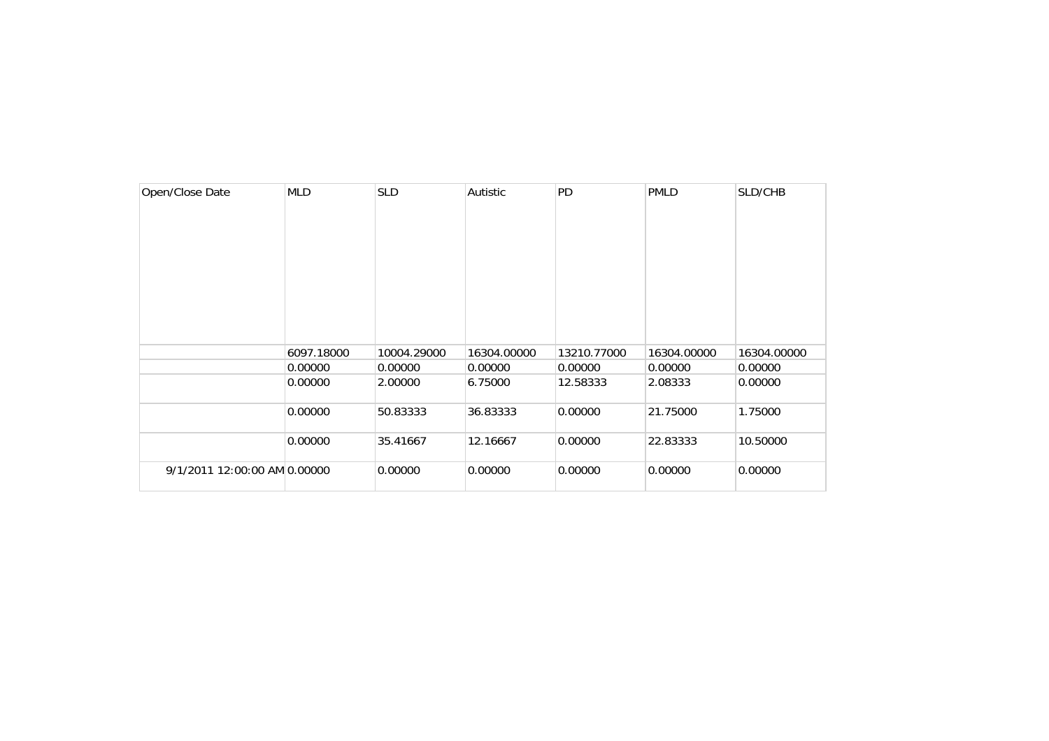| Open/Close Date | MLD | SLD | Autistic | PD | PMLD | SLD/CHB |
| --- | --- | --- | --- | --- | --- | --- |
| | 6097.18000 | 10004.29000 | 16304.00000 | 13210.77000 | 16304.00000 | 16304.00000 |
| | 0.00000 | 0.00000 | 0.00000 | 0.00000 | 0.00000 | 0.00000 |
| | 0.00000 | 2.00000 | 6.75000 | 12.58333 | 2.08333 | 0.00000 |
| | 0.00000 | 50.83333 | 36.83333 | 0.00000 | 21.75000 | 1.75000 |
| | 0.00000 | 35.41667 | 12.16667 | 0.00000 | 22.83333 | 10.50000 |
| 9/1/2011 12:00:00 AM | 0.00000 | 0.00000 | 0.00000 | 0.00000 | 0.00000 | 0.00000 |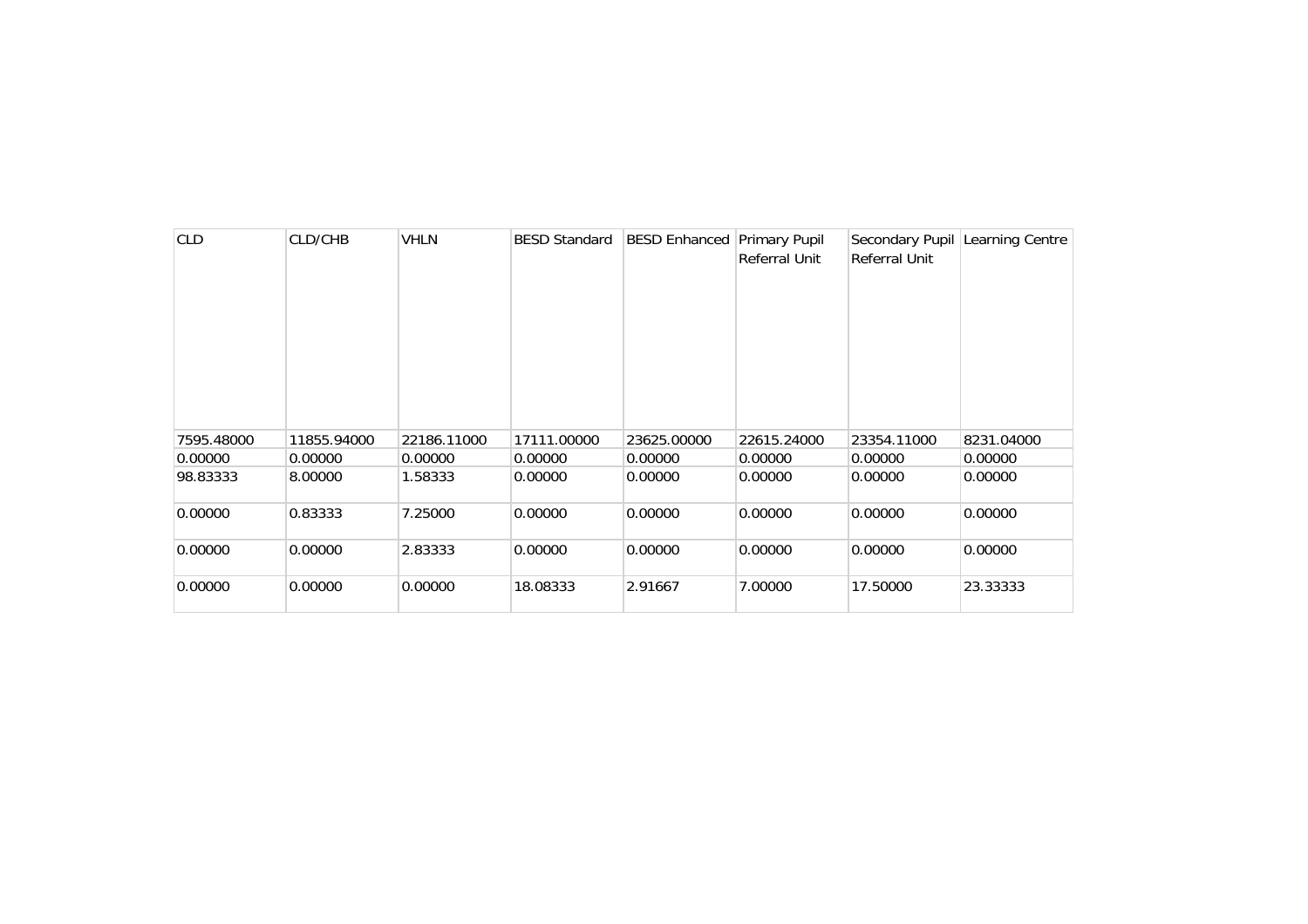| CLD | CLD/CHB | VHLN | BESD Standard | BESD Enhanced | Primary Pupil Referral Unit | Secondary Pupil Referral Unit | Learning Centre |
|---|---|---|---|---|---|---|---|
| 7595.48000 | 11855.94000 | 22186.11000 | 17111.00000 | 23625.00000 | 22615.24000 | 23354.11000 | 8231.04000 |
| 0.00000 | 0.00000 | 0.00000 | 0.00000 | 0.00000 | 0.00000 | 0.00000 | 0.00000 |
| 98.83333 | 8.00000 | 1.58333 | 0.00000 | 0.00000 | 0.00000 | 0.00000 | 0.00000 |
| 0.00000 | 0.83333 | 7.25000 | 0.00000 | 0.00000 | 0.00000 | 0.00000 | 0.00000 |
| 0.00000 | 0.00000 | 2.83333 | 0.00000 | 0.00000 | 0.00000 | 0.00000 | 0.00000 |
| 0.00000 | 0.00000 | 0.00000 | 18.08333 | 2.91667 | 7.00000 | 17.50000 | 23.33333 |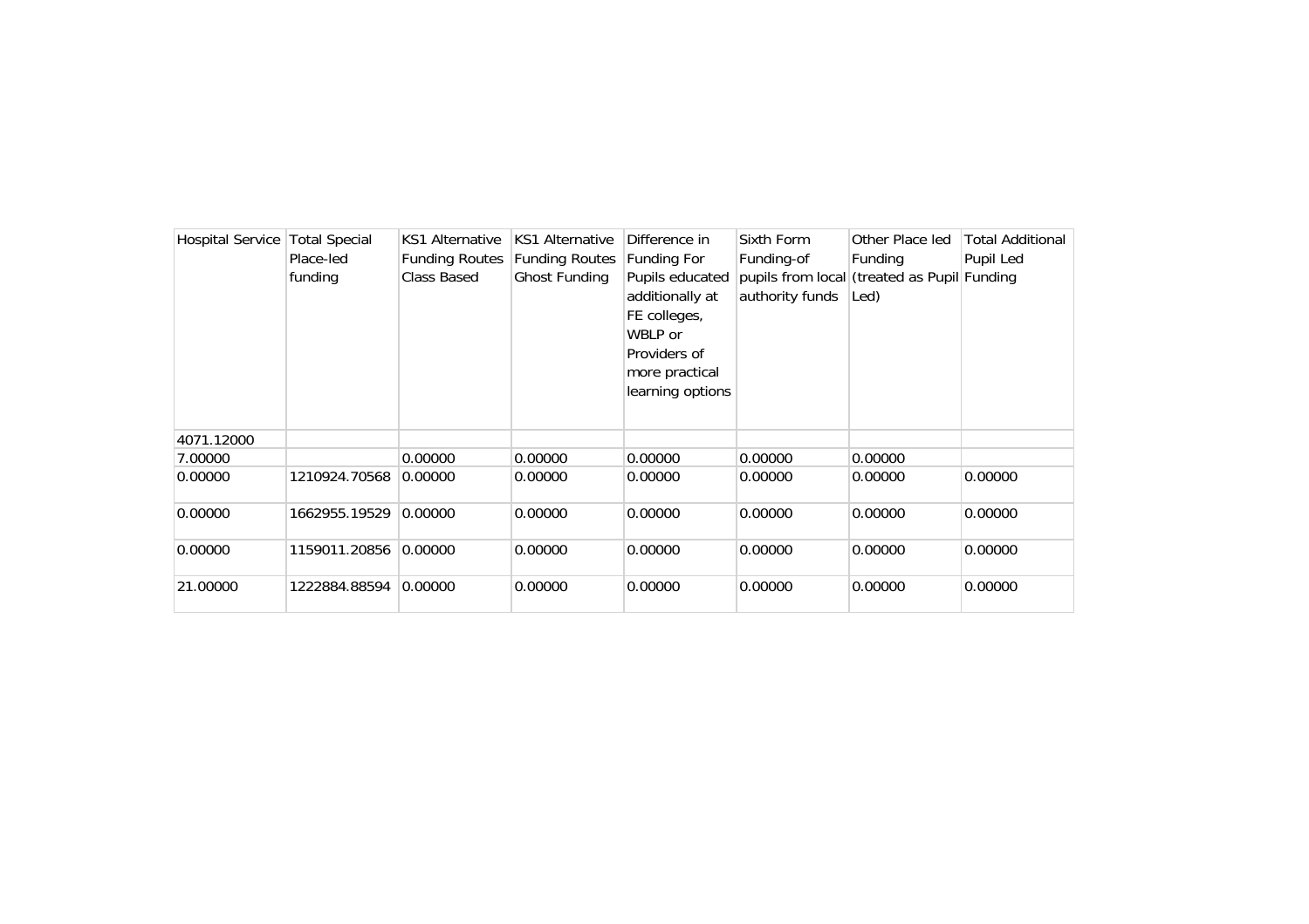| Hospital Service | Total Special Place-led funding | KS1 Alternative Funding Routes Class Based | KS1 Alternative Funding Routes Ghost Funding | Difference in Funding For Pupils educated additionally at FE colleges, WBLP or Providers of more practical learning options | Sixth Form Funding-of pupils from local authority funds | Other Place led Funding (treated as Pupil Led) | Total Additional Pupil Led Funding |
|---|---|---|---|---|---|---|---|
| 4071.12000 | | | | | | | |
| 7.00000 | | 0.00000 | 0.00000 | 0.00000 | 0.00000 | 0.00000 | |
| 0.00000 | 1210924.70568 | 0.00000 | 0.00000 | 0.00000 | 0.00000 | 0.00000 | 0.00000 |
| 0.00000 | 1662955.19529 | 0.00000 | 0.00000 | 0.00000 | 0.00000 | 0.00000 | 0.00000 |
| 0.00000 | 1159011.20856 | 0.00000 | 0.00000 | 0.00000 | 0.00000 | 0.00000 | 0.00000 |
| 21.00000 | 1222884.88594 | 0.00000 | 0.00000 | 0.00000 | 0.00000 | 0.00000 | 0.00000 |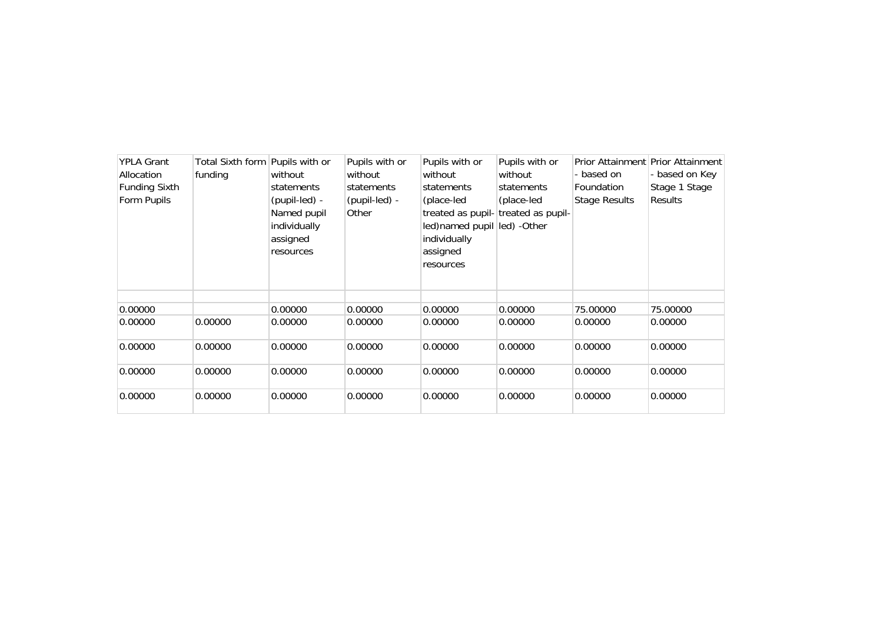| YPLA Grant Allocation Funding Sixth Form Pupils | Total Sixth form funding | Pupils with or without statements (pupil-led) - Named pupil individually assigned resources | Pupils with or without statements (pupil-led) - Other | Pupils with or without statements (place-led treated as pupil-led)named pupil individually assigned resources | Pupils with or without statements (place-led treated as pupil-led) -Other | Prior Attainment - based on Foundation Stage Results | Prior Attainment - based on Key Stage 1 Stage Results |
|---|---|---|---|---|---|---|---|
| | | | | | | | |
| 0.00000 | | 0.00000 | 0.00000 | 0.00000 | 0.00000 | 75.00000 | 75.00000 |
| 0.00000 | 0.00000 | 0.00000 | 0.00000 | 0.00000 | 0.00000 | 0.00000 | 0.00000 |
| 0.00000 | 0.00000 | 0.00000 | 0.00000 | 0.00000 | 0.00000 | 0.00000 | 0.00000 |
| 0.00000 | 0.00000 | 0.00000 | 0.00000 | 0.00000 | 0.00000 | 0.00000 | 0.00000 |
| 0.00000 | 0.00000 | 0.00000 | 0.00000 | 0.00000 | 0.00000 | 0.00000 | 0.00000 |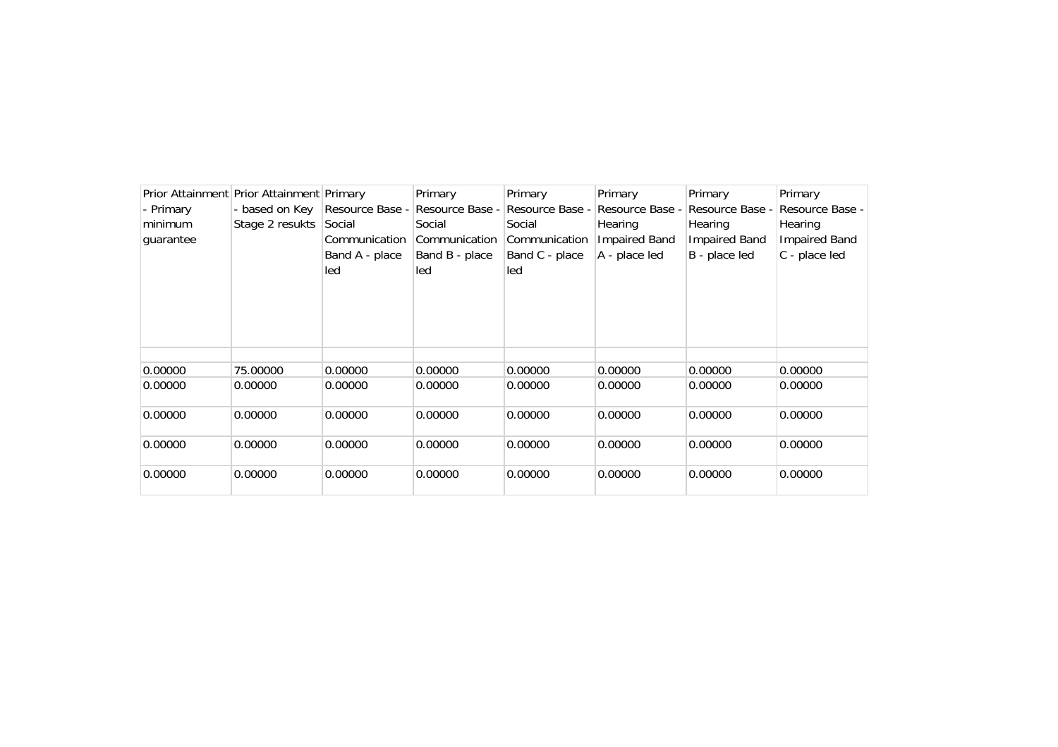| Prior Attainment - Primary minimum guarantee | Prior Attainment - based on Key Stage 2 resukts | Primary Resource Base - Social Communication Band A - place led | Primary Resource Base - Social Communication Band B - place led | Primary Resource Base - Social Communication Band C - place led | Primary Resource Base - Hearing Impaired Band A - place led | Primary Resource Base - Hearing Impaired Band B - place led | Primary Resource Base - Hearing Impaired Band C - place led |
|---|---|---|---|---|---|---|---|
| | | | | | | | |
| 0.00000 | 75.00000 | 0.00000 | 0.00000 | 0.00000 | 0.00000 | 0.00000 | 0.00000 |
| 0.00000 | 0.00000 | 0.00000 | 0.00000 | 0.00000 | 0.00000 | 0.00000 | 0.00000 |
| 0.00000 | 0.00000 | 0.00000 | 0.00000 | 0.00000 | 0.00000 | 0.00000 | 0.00000 |
| 0.00000 | 0.00000 | 0.00000 | 0.00000 | 0.00000 | 0.00000 | 0.00000 | 0.00000 |
| 0.00000 | 0.00000 | 0.00000 | 0.00000 | 0.00000 | 0.00000 | 0.00000 | 0.00000 |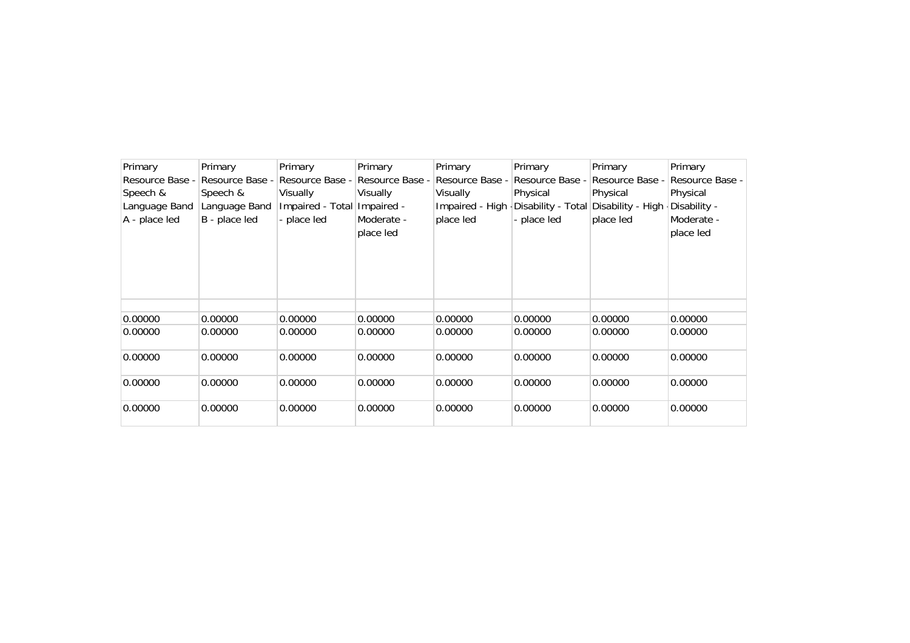| Primary Resource Base - Speech & Language Band A - place led | Primary Resource Base - Speech & Language Band B - place led | Primary Resource Base - Visually Impaired - Total - place led | Primary Resource Base - Visually Impaired - Moderate - place led | Primary Resource Base - Visually Impaired - High - place led | Primary Resource Base - Physical Disability - Total - place led | Primary Resource Base - Physical Disability - High - place led | Primary Resource Base - Physical Disability - Moderate - place led |
|---|---|---|---|---|---|---|---|
| | | | | | | | |
| 0.00000 | 0.00000 | 0.00000 | 0.00000 | 0.00000 | 0.00000 | 0.00000 | 0.00000 |
| 0.00000 | 0.00000 | 0.00000 | 0.00000 | 0.00000 | 0.00000 | 0.00000 | 0.00000 |
| 0.00000 | 0.00000 | 0.00000 | 0.00000 | 0.00000 | 0.00000 | 0.00000 | 0.00000 |
| 0.00000 | 0.00000 | 0.00000 | 0.00000 | 0.00000 | 0.00000 | 0.00000 | 0.00000 |
| 0.00000 | 0.00000 | 0.00000 | 0.00000 | 0.00000 | 0.00000 | 0.00000 | 0.00000 |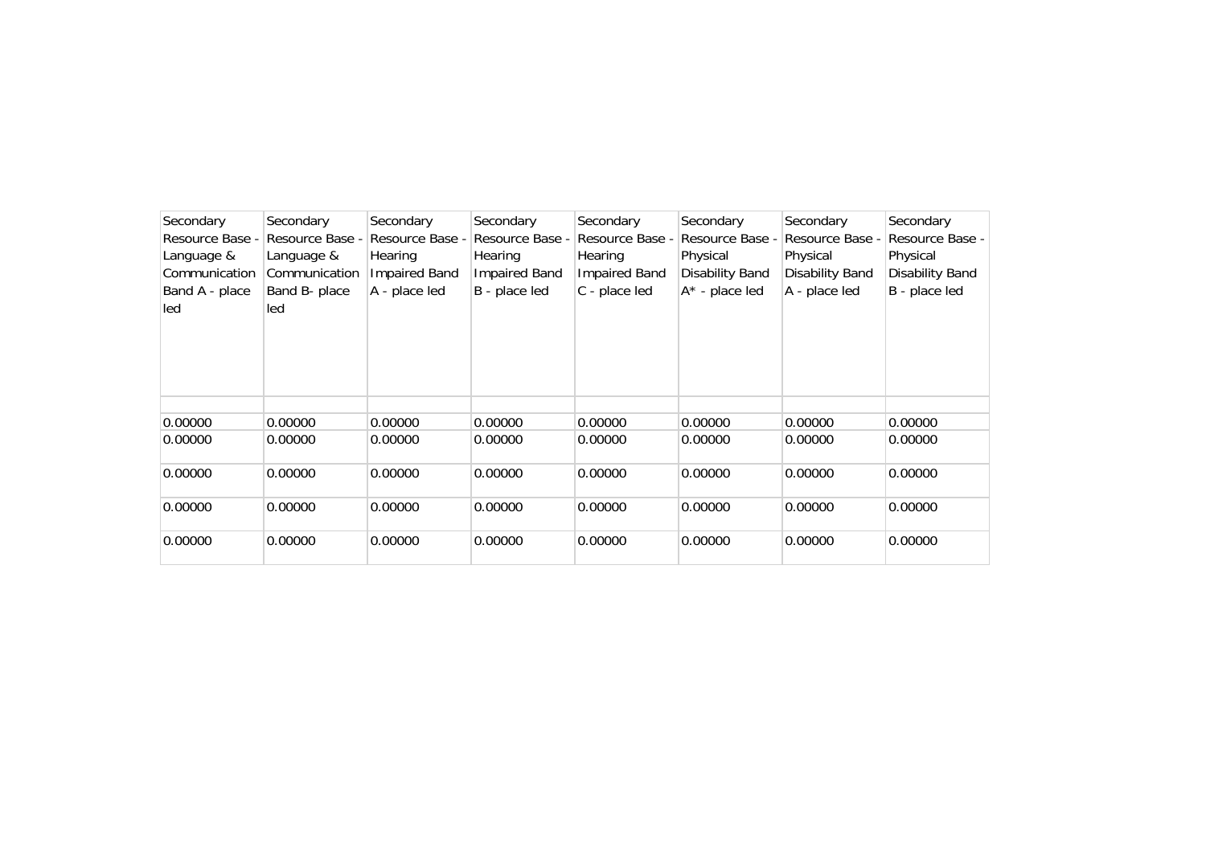| Secondary Resource Base - Language & Communication Band A - place led | Secondary Resource Base - Language & Communication Band B- place led | Secondary Resource Base - Hearing Impaired Band A - place led | Secondary Resource Base - Hearing Impaired Band B - place led | Secondary Resource Base - Hearing Impaired Band C - place led | Secondary Resource Base - Physical Disability Band A* - place led | Secondary Resource Base - Physical Disability Band A - place led | Secondary Resource Base - Physical Disability Band B - place led |
|---|---|---|---|---|---|---|---|
| | | | | | | | |
| 0.00000 | 0.00000 | 0.00000 | 0.00000 | 0.00000 | 0.00000 | 0.00000 | 0.00000 |
| 0.00000 | 0.00000 | 0.00000 | 0.00000 | 0.00000 | 0.00000 | 0.00000 | 0.00000 |
| 0.00000 | 0.00000 | 0.00000 | 0.00000 | 0.00000 | 0.00000 | 0.00000 | 0.00000 |
| 0.00000 | 0.00000 | 0.00000 | 0.00000 | 0.00000 | 0.00000 | 0.00000 | 0.00000 |
| 0.00000 | 0.00000 | 0.00000 | 0.00000 | 0.00000 | 0.00000 | 0.00000 | 0.00000 |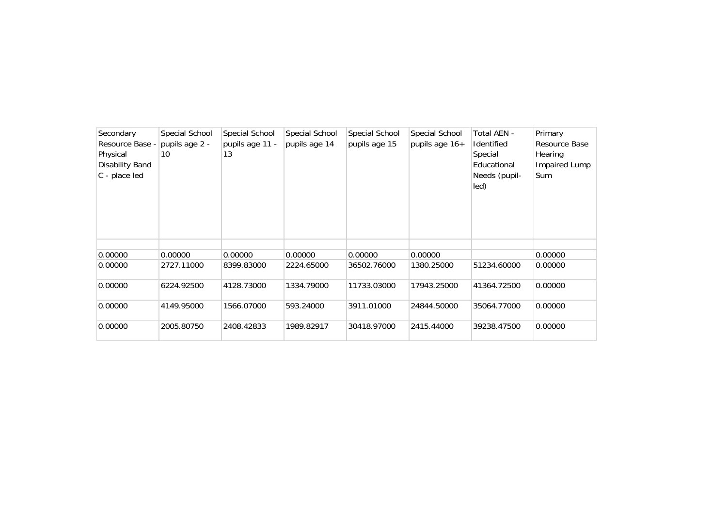| Secondary Resource Base - Physical Disability Band C - place led | Special School pupils age 2 - 10 | Special School pupils age 11 - 13 | Special School pupils age 14 | Special School pupils age 15 | Special School pupils age 16+ | Total AEN - Identified Special Educational Needs (pupil-led) | Primary Resource Base Hearing Impaired Lump Sum |
|---|---|---|---|---|---|---|---|
| | | | | | | | |
| 0.00000 | 0.00000 | 0.00000 | 0.00000 | 0.00000 | 0.00000 | | 0.00000 |
| 0.00000 | 2727.11000 | 8399.83000 | 2224.65000 | 36502.76000 | 1380.25000 | 51234.60000 | 0.00000 |
| 0.00000 | 6224.92500 | 4128.73000 | 1334.79000 | 11733.03000 | 17943.25000 | 41364.72500 | 0.00000 |
| 0.00000 | 4149.95000 | 1566.07000 | 593.24000 | 3911.01000 | 24844.50000 | 35064.77000 | 0.00000 |
| 0.00000 | 2005.80750 | 2408.42833 | 1989.82917 | 30418.97000 | 2415.44000 | 39238.47500 | 0.00000 |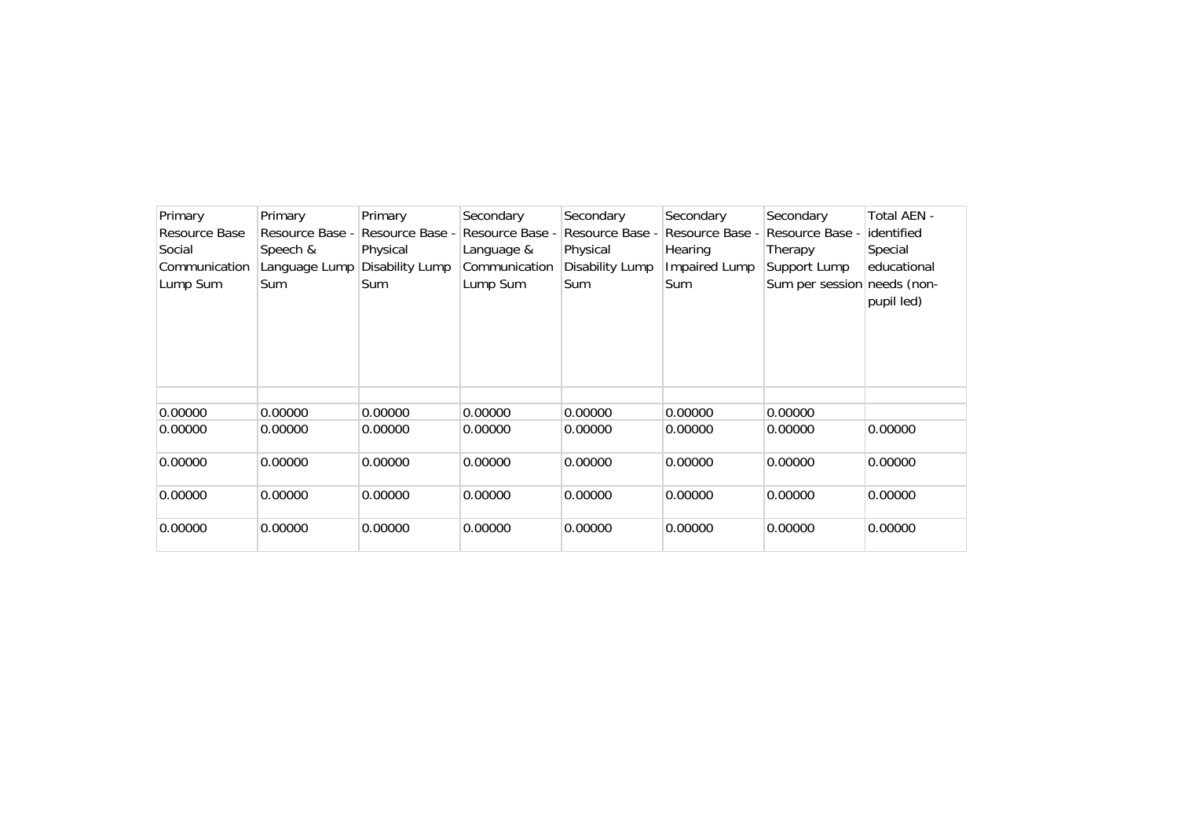| Primary Resource Base Social Communication Lump Sum | Primary Resource Base - Speech & Language Lump Sum | Primary Resource Base - Physical Disability Lump Sum | Secondary Resource Base - Language & Communication Lump Sum | Secondary Resource Base - Physical Disability Lump Sum | Secondary Resource Base - Hearing Impaired Lump Sum | Secondary Resource Base - Therapy Support Lump Sum per session | Total AEN - identified Special educational needs (non-pupil led) |
|---|---|---|---|---|---|---|---|
| | | | | | | | |
| 0.00000 | 0.00000 | 0.00000 | 0.00000 | 0.00000 | 0.00000 | 0.00000 | |
| 0.00000 | 0.00000 | 0.00000 | 0.00000 | 0.00000 | 0.00000 | 0.00000 | 0.00000 |
| 0.00000 | 0.00000 | 0.00000 | 0.00000 | 0.00000 | 0.00000 | 0.00000 | 0.00000 |
| 0.00000 | 0.00000 | 0.00000 | 0.00000 | 0.00000 | 0.00000 | 0.00000 | 0.00000 |
| 0.00000 | 0.00000 | 0.00000 | 0.00000 | 0.00000 | 0.00000 | 0.00000 | 0.00000 |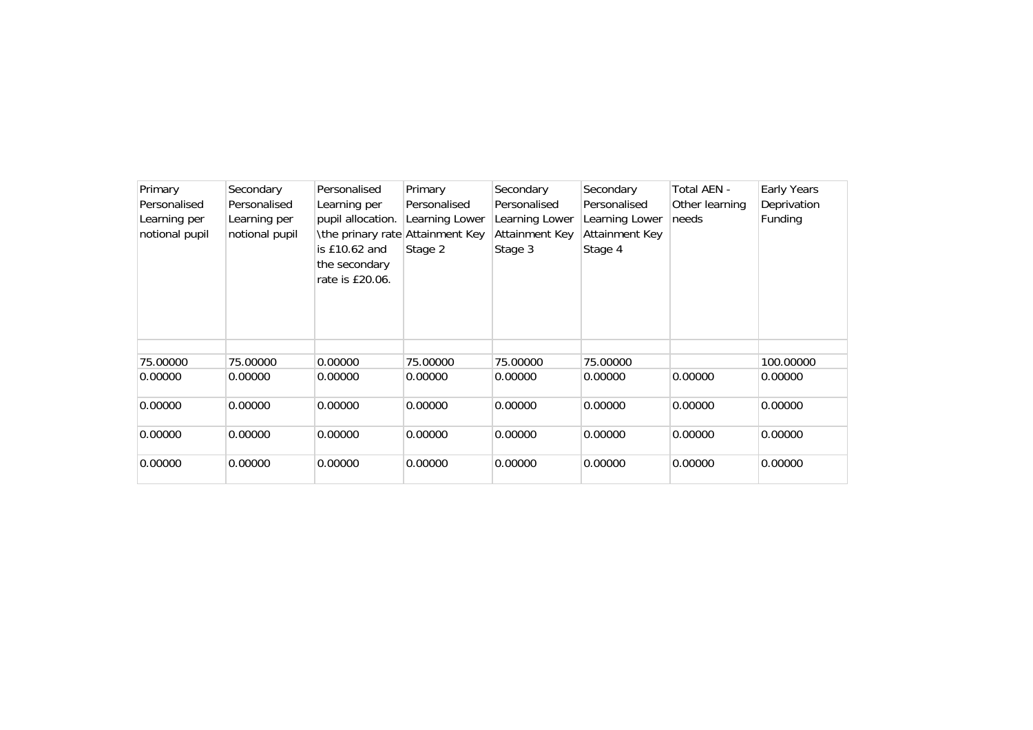| Primary Personalised Learning per notional pupil | Secondary Personalised Learning per notional pupil | Personalised Learning per pupil allocation. \the primary rate is £10.62 and the secondary rate is £20.06. | Primary Personalised Learning Lower Attainment Key Stage 2 | Secondary Personalised Learning Lower Attainment Key Stage 3 | Secondary Personalised Learning Lower Attainment Key Stage 4 | Total AEN - Other learning needs | Early Years Deprivation Funding |
|---|---|---|---|---|---|---|---|
| | | | | | | | |
| 75.00000 | 75.00000 | 0.00000 | 75.00000 | 75.00000 | 75.00000 | | 100.00000 |
| 0.00000 | 0.00000 | 0.00000 | 0.00000 | 0.00000 | 0.00000 | 0.00000 | 0.00000 |
| 0.00000 | 0.00000 | 0.00000 | 0.00000 | 0.00000 | 0.00000 | 0.00000 | 0.00000 |
| 0.00000 | 0.00000 | 0.00000 | 0.00000 | 0.00000 | 0.00000 | 0.00000 | 0.00000 |
| 0.00000 | 0.00000 | 0.00000 | 0.00000 | 0.00000 | 0.00000 | 0.00000 | 0.00000 |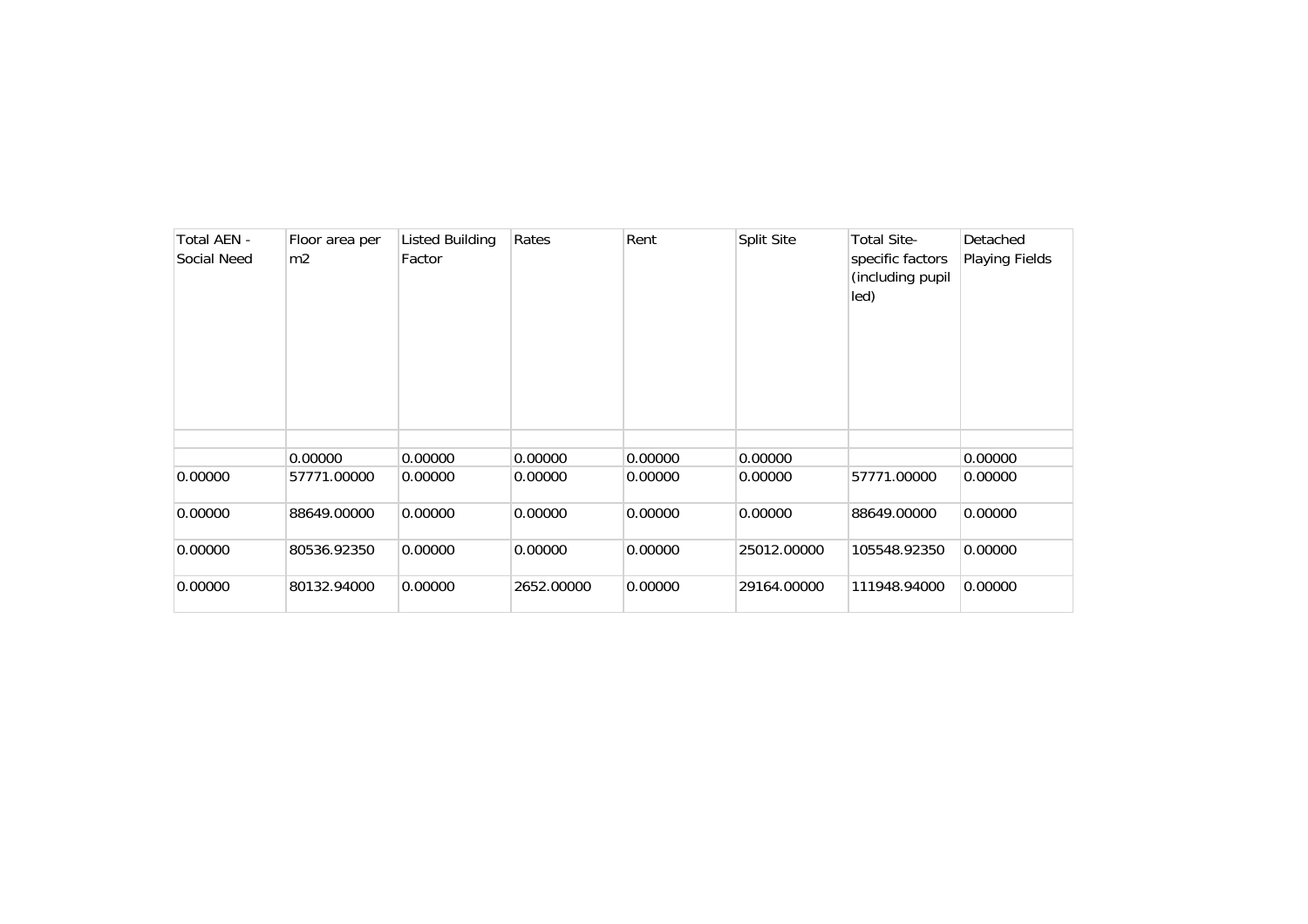| Total AEN - Social Need | Floor area per m2 | Listed Building Factor | Rates | Rent | Split Site | Total Site-specific factors (including pupil led) | Detached Playing Fields |
|---|---|---|---|---|---|---|---|
| | | | | | | | |
| | 0.00000 | 0.00000 | 0.00000 | 0.00000 | 0.00000 | | 0.00000 |
| 0.00000 | 57771.00000 | 0.00000 | 0.00000 | 0.00000 | 0.00000 | 57771.00000 | 0.00000 |
| 0.00000 | 88649.00000 | 0.00000 | 0.00000 | 0.00000 | 0.00000 | 88649.00000 | 0.00000 |
| 0.00000 | 80536.92350 | 0.00000 | 0.00000 | 0.00000 | 25012.00000 | 105548.92350 | 0.00000 |
| 0.00000 | 80132.94000 | 0.00000 | 2652.00000 | 0.00000 | 29164.00000 | 111948.94000 | 0.00000 |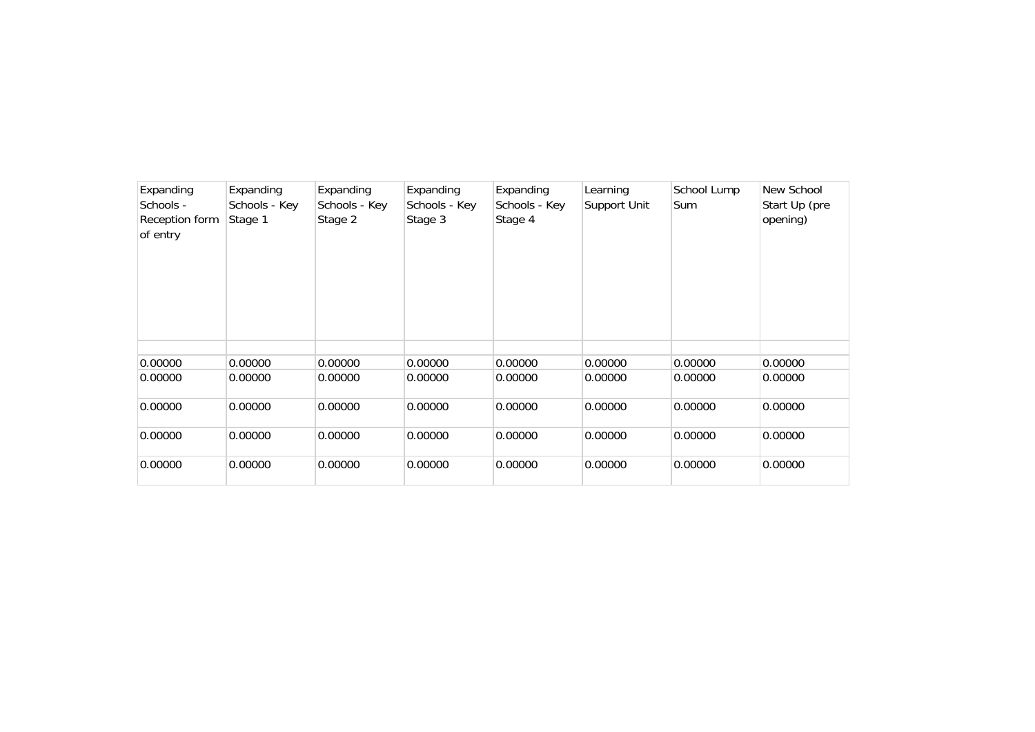| Expanding Schools - Reception form of entry | Expanding Schools - Key Stage 1 | Expanding Schools - Key Stage 2 | Expanding Schools - Key Stage 3 | Expanding Schools - Key Stage 4 | Learning Support Unit | School Lump Sum | New School Start Up (pre opening) |
|---|---|---|---|---|---|---|---|
| | | | | | | | |
| 0.00000 | 0.00000 | 0.00000 | 0.00000 | 0.00000 | 0.00000 | 0.00000 | 0.00000 |
| 0.00000 | 0.00000 | 0.00000 | 0.00000 | 0.00000 | 0.00000 | 0.00000 | 0.00000 |
| 0.00000 | 0.00000 | 0.00000 | 0.00000 | 0.00000 | 0.00000 | 0.00000 | 0.00000 |
| 0.00000 | 0.00000 | 0.00000 | 0.00000 | 0.00000 | 0.00000 | 0.00000 | 0.00000 |
| 0.00000 | 0.00000 | 0.00000 | 0.00000 | 0.00000 | 0.00000 | 0.00000 | 0.00000 |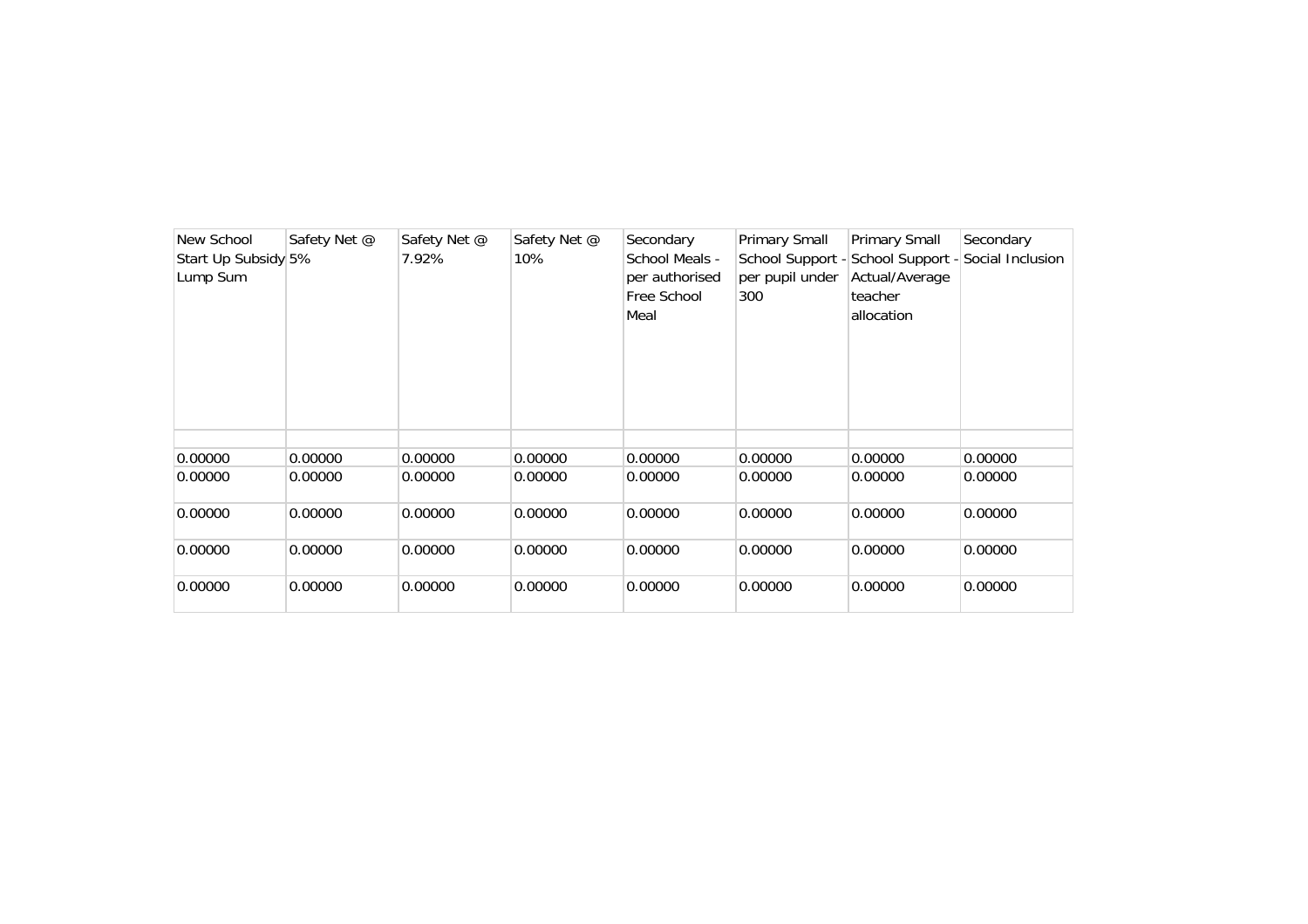| New School Start Up Subsidy Lump Sum | Safety Net @ 5% | Safety Net @ 7.92% | Safety Net @ 10% | Secondary School Meals - per authorised Free School Meal | Primary Small School Support - per pupil under 300 | Primary Small School Support - Actual/Average teacher allocation | Secondary Social Inclusion |
|---|---|---|---|---|---|---|---|
| | | | | | | | |
| 0.00000 | 0.00000 | 0.00000 | 0.00000 | 0.00000 | 0.00000 | 0.00000 | 0.00000 |
| 0.00000 | 0.00000 | 0.00000 | 0.00000 | 0.00000 | 0.00000 | 0.00000 | 0.00000 |
| 0.00000 | 0.00000 | 0.00000 | 0.00000 | 0.00000 | 0.00000 | 0.00000 | 0.00000 |
| 0.00000 | 0.00000 | 0.00000 | 0.00000 | 0.00000 | 0.00000 | 0.00000 | 0.00000 |
| 0.00000 | 0.00000 | 0.00000 | 0.00000 | 0.00000 | 0.00000 | 0.00000 | 0.00000 |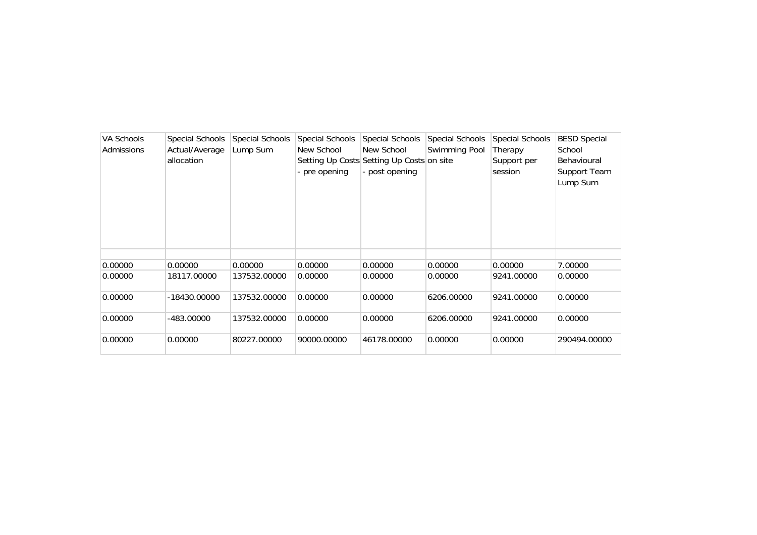| VA Schools Admissions | Special Schools Actual/Average allocation | Special Schools Lump Sum | Special Schools New School Setting Up Costs - pre opening | Special Schools New School Setting Up Costs - post opening | Special Schools Swimming Pool on site | Special Schools Therapy Support per session | BESD Special School Behavioural Support Team Lump Sum |
|---|---|---|---|---|---|---|---|
| | | | | | | | |
| 0.00000 | 0.00000 | 0.00000 | 0.00000 | 0.00000 | 0.00000 | 0.00000 | 7.00000 |
| 0.00000 | 18117.00000 | 137532.00000 | 0.00000 | 0.00000 | 0.00000 | 9241.00000 | 0.00000 |
| 0.00000 | -18430.00000 | 137532.00000 | 0.00000 | 0.00000 | 6206.00000 | 9241.00000 | 0.00000 |
| 0.00000 | -483.00000 | 137532.00000 | 0.00000 | 0.00000 | 6206.00000 | 9241.00000 | 0.00000 |
| 0.00000 | 0.00000 | 80227.00000 | 90000.00000 | 46178.00000 | 0.00000 | 0.00000 | 290494.00000 |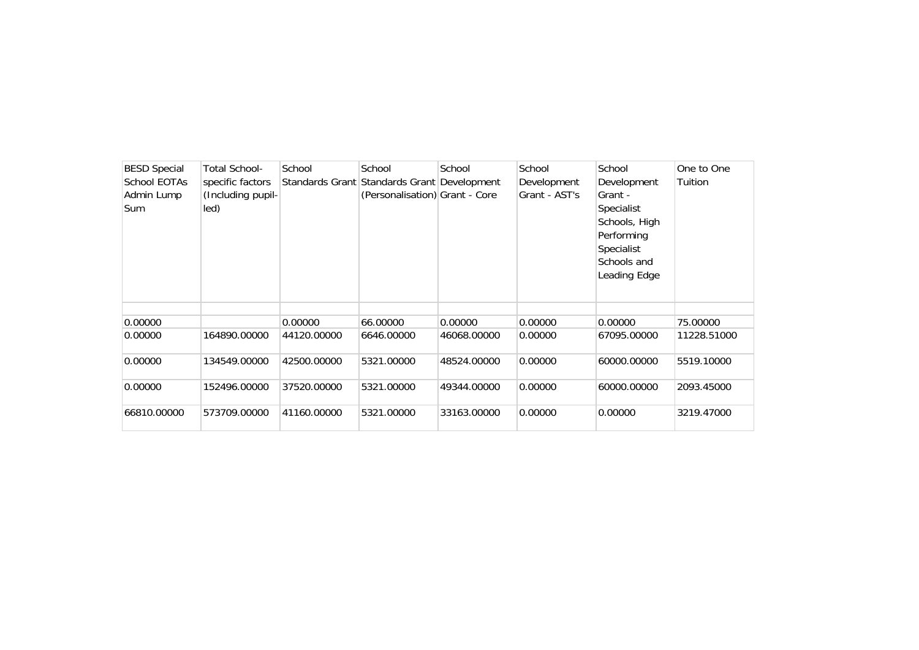| BESD Special School EOTAs Admin Lump Sum | Total School-specific factors (Including pupil-led) | School Standards Grant | School Standards Grant (Personalisation) | School Development Grant - Core | School Development Grant - AST's | School Development Grant - Specialist Schools, High Performing Specialist Schools and Leading Edge | One to One Tuition |
|---|---|---|---|---|---|---|---|
| | | | | | | | |
| 0.00000 | | 0.00000 | 66.00000 | 0.00000 | 0.00000 | 0.00000 | 75.00000 |
| 0.00000 | 164890.00000 | 44120.00000 | 6646.00000 | 46068.00000 | 0.00000 | 67095.00000 | 11228.51000 |
| 0.00000 | 134549.00000 | 42500.00000 | 5321.00000 | 48524.00000 | 0.00000 | 60000.00000 | 5519.10000 |
| 0.00000 | 152496.00000 | 37520.00000 | 5321.00000 | 49344.00000 | 0.00000 | 60000.00000 | 2093.45000 |
| 66810.00000 | 573709.00000 | 41160.00000 | 5321.00000 | 33163.00000 | 0.00000 | 0.00000 | 3219.47000 |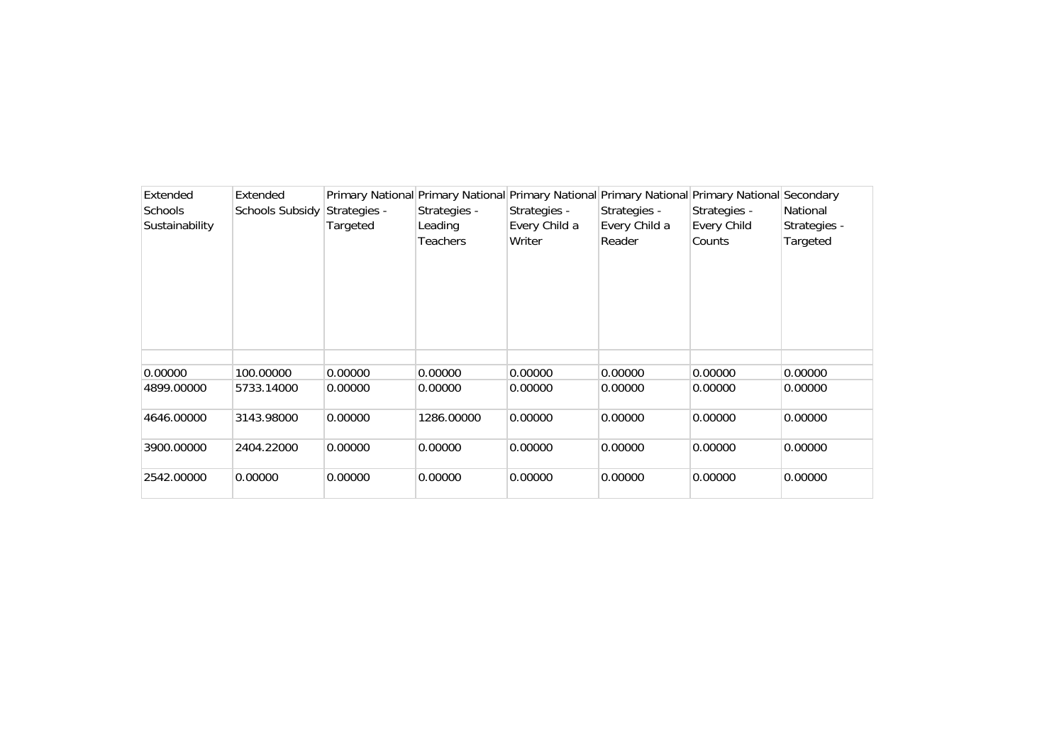| Extended Schools Sustainability | Extended Schools Subsidy | Primary National Strategies - Targeted | Primary National Strategies - Leading Teachers | Primary National Strategies - Every Child a Writer | Primary National Strategies - Every Child a Reader | Primary National Strategies - Every Child Counts | Secondary National Strategies - Targeted |
|---|---|---|---|---|---|---|---|
| | | | | | | | |
| 0.00000 | 100.00000 | 0.00000 | 0.00000 | 0.00000 | 0.00000 | 0.00000 | 0.00000 |
| 4899.00000 | 5733.14000 | 0.00000 | 0.00000 | 0.00000 | 0.00000 | 0.00000 | 0.00000 |
| 4646.00000 | 3143.98000 | 0.00000 | 1286.00000 | 0.00000 | 0.00000 | 0.00000 | 0.00000 |
| 3900.00000 | 2404.22000 | 0.00000 | 0.00000 | 0.00000 | 0.00000 | 0.00000 | 0.00000 |
| 2542.00000 | 0.00000 | 0.00000 | 0.00000 | 0.00000 | 0.00000 | 0.00000 | 0.00000 |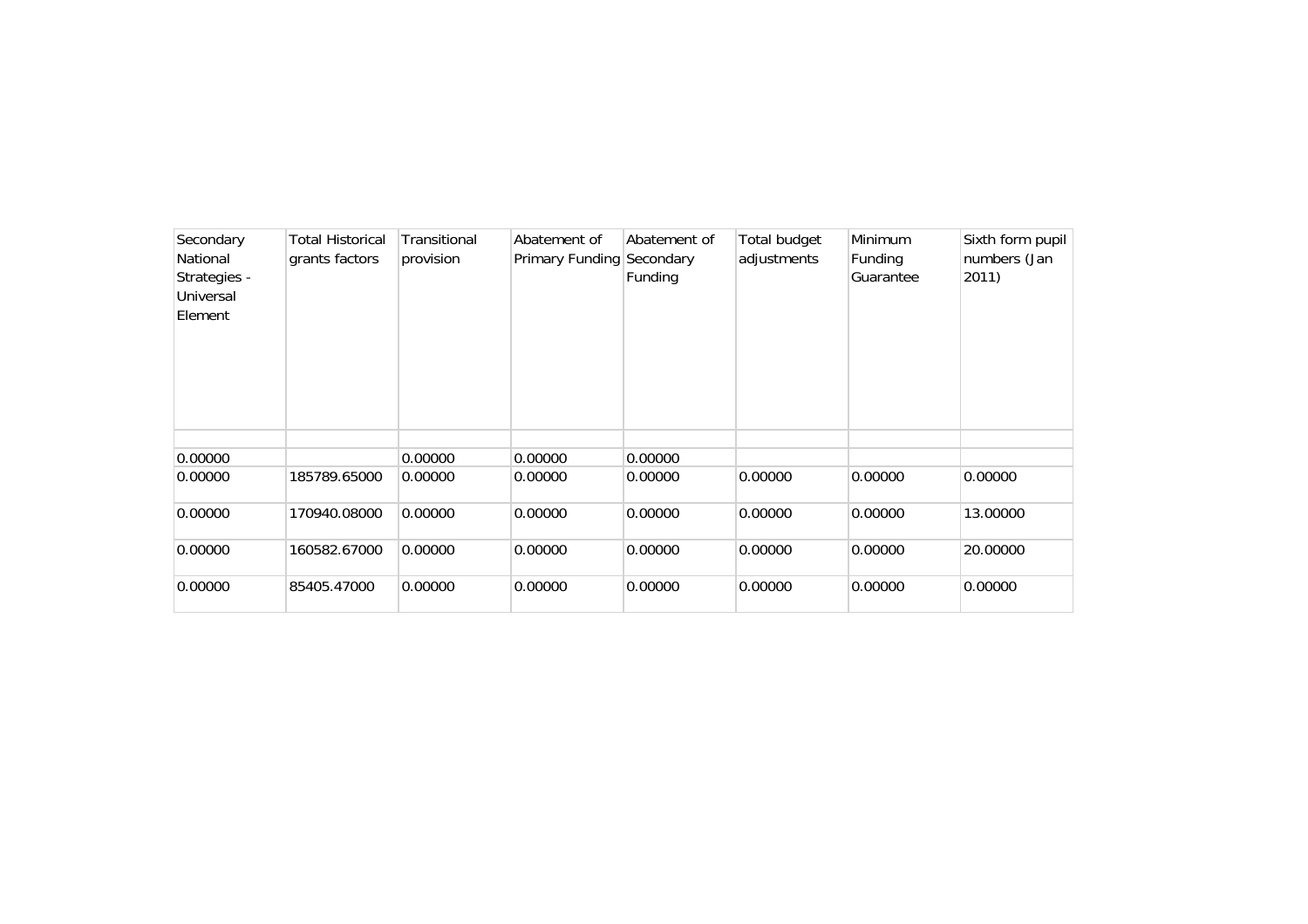| Secondary National Strategies - Universal Element | Total Historical grants factors | Transitional provision | Abatement of Primary Funding | Abatement of Secondary Funding | Total budget adjustments | Minimum Funding Guarantee | Sixth form pupil numbers (Jan 2011) |
|---|---|---|---|---|---|---|---|
| | | | | | | | |
| 0.00000 | | 0.00000 | 0.00000 | 0.00000 | | | |
| 0.00000 | 185789.65000 | 0.00000 | 0.00000 | 0.00000 | 0.00000 | 0.00000 | 0.00000 |
| 0.00000 | 170940.08000 | 0.00000 | 0.00000 | 0.00000 | 0.00000 | 0.00000 | 13.00000 |
| 0.00000 | 160582.67000 | 0.00000 | 0.00000 | 0.00000 | 0.00000 | 0.00000 | 20.00000 |
| 0.00000 | 85405.47000 | 0.00000 | 0.00000 | 0.00000 | 0.00000 | 0.00000 | 0.00000 |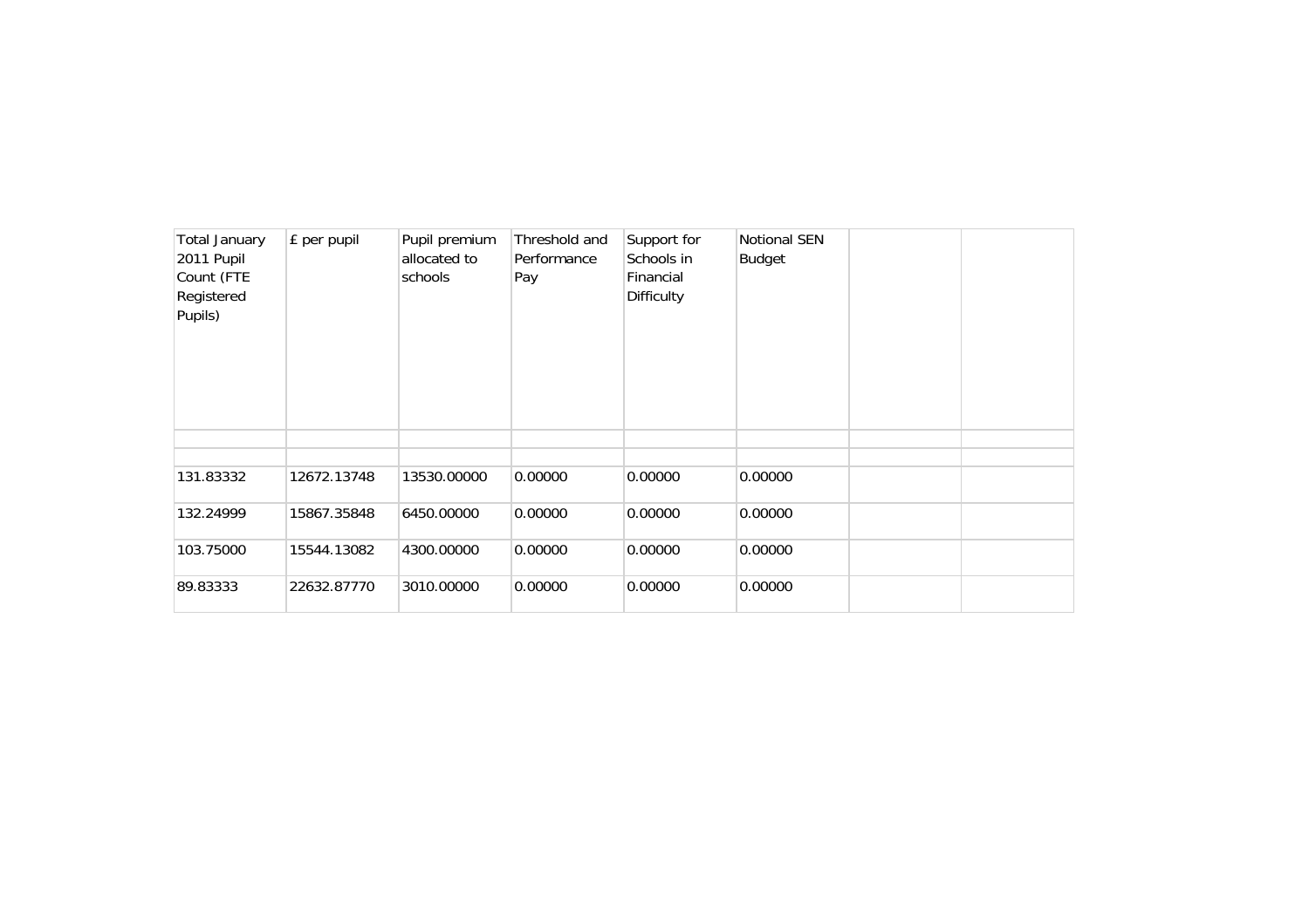| Total January 2011 Pupil Count (FTE Registered Pupils) | £ per pupil | Pupil premium allocated to schools | Threshold and Performance Pay | Support for Schools in Financial Difficulty | Notional SEN Budget | | |
|---|---|---|---|---|---|---|---|
| | | | | | | | |
| | | | | | | | |
| 131.83332 | 12672.13748 | 13530.00000 | 0.00000 | 0.00000 | 0.00000 | | |
| 132.24999 | 15867.35848 | 6450.00000 | 0.00000 | 0.00000 | 0.00000 | | |
| 103.75000 | 15544.13082 | 4300.00000 | 0.00000 | 0.00000 | 0.00000 | | |
| 89.83333 | 22632.87770 | 3010.00000 | 0.00000 | 0.00000 | 0.00000 | | |